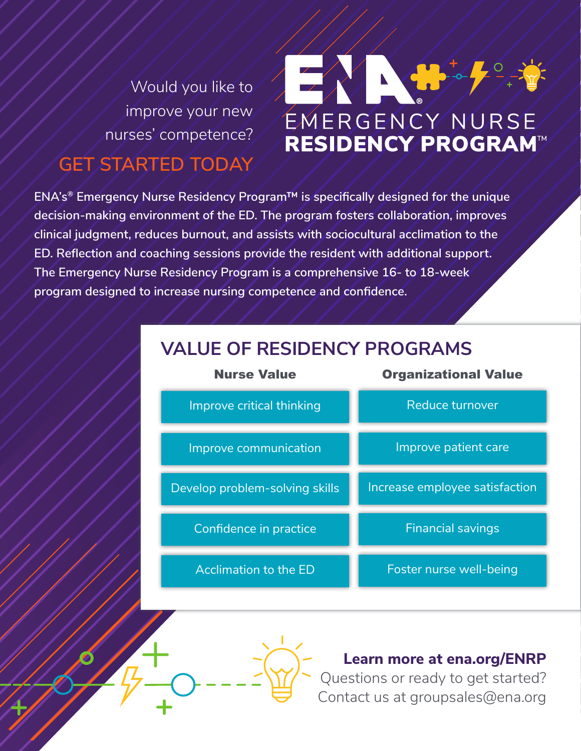Would you like to improve your new nurses' competence?

GET STARTED TODAY

# ENA® EMERGENCY NURSE RESIDENCY PROGRAM™

ENA's® Emergency Nurse Residency Program™ is specifically designed for the unique decision-making environment of the ED. The program fosters collaboration, improves clinical judgment, reduces burnout, and assists with sociocultural acclimation to the ED. Reflection and coaching sessions provide the resident with additional support. The Emergency Nurse Residency Program is a comprehensive 16- to 18-week program designed to increase nursing competence and confidence.

## VALUE OF RESIDENCY PROGRAMS

| Nurse Value | Organizational Value |
| --- | --- |
| Improve critical thinking | Reduce turnover |
| Improve communication | Improve patient care |
| Develop problem-solving skills | Increase employee satisfaction |
| Confidence in practice | Financial savings |
| Acclimation to the ED | Foster nurse well-being |

**Learn more at ena.org/ENRP**

Questions or ready to get started?
Contact us at groupsales@ena.org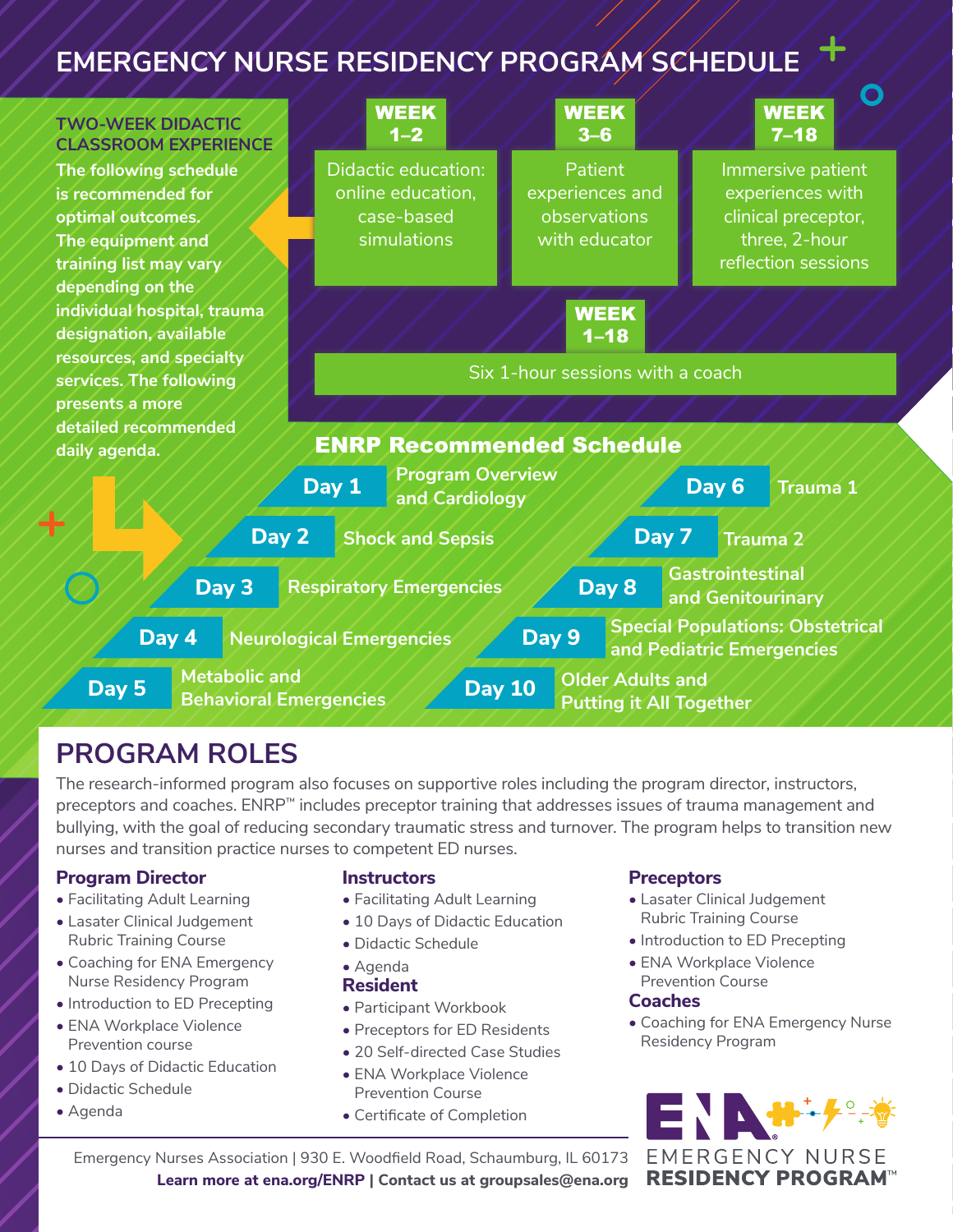# EMERGENCY NURSE RESIDENCY PROGRAM SCHEDULE

### TWO-WEEK DIDACTIC CLASSROOM EXPERIENCE

**The following schedule is recommended for optimal outcomes. The equipment and training list may vary depending on the individual hospital, trauma designation, available resources, and specialty services. The following presents a more detailed recommended daily agenda.**

**WEEK 1–2**
Didactic education: online education, case-based simulations

**WEEK 3–6**
Patient experiences and observations with educator

**WEEK 7–18**
Immersive patient experiences with clinical preceptor, three, 2-hour reflection sessions

**WEEK 1–18**
Six 1-hour sessions with a coach

## ENRP Recommended Schedule

- **Day 1** Program Overview and Cardiology
- **Day 2** Shock and Sepsis
- **Day 3** Respiratory Emergencies
- **Day 4** Neurological Emergencies
- **Day 5** Metabolic and Behavioral Emergencies
- **Day 6** Trauma 1
- **Day 7** Trauma 2
- **Day 8** Gastrointestinal and Genitourinary
- **Day 9** Special Populations: Obstetrical and Pediatric Emergencies
- **Day 10** Older Adults and Putting it All Together

# PROGRAM ROLES

The research-informed program also focuses on supportive roles including the program director, instructors, preceptors and coaches. ENRP™ includes preceptor training that addresses issues of trauma management and bullying, with the goal of reducing secondary traumatic stress and turnover. The program helps to transition new nurses and transition practice nurses to competent ED nurses.

### Program Director
- Facilitating Adult Learning
- Lasater Clinical Judgement Rubric Training Course
- Coaching for ENA Emergency Nurse Residency Program
- Introduction to ED Precepting
- ENA Workplace Violence Prevention course
- 10 Days of Didactic Education
- Didactic Schedule
- Agenda

### Instructors
- Facilitating Adult Learning
- 10 Days of Didactic Education
- Didactic Schedule
- Agenda

### Resident
- Participant Workbook
- Preceptors for ED Residents
- 20 Self-directed Case Studies
- ENA Workplace Violence Prevention Course
- Certificate of Completion

### Preceptors
- Lasater Clinical Judgement Rubric Training Course
- Introduction to ED Precepting
- ENA Workplace Violence Prevention Course

### Coaches
- Coaching for ENA Emergency Nurse Residency Program

Emergency Nurses Association | 930 E. Woodfield Road, Schaumburg, IL 60173
**Learn more at ena.org/ENRP | Contact us at groupsales@ena.org**

ENA EMERGENCY NURSE **RESIDENCY PROGRAM™**